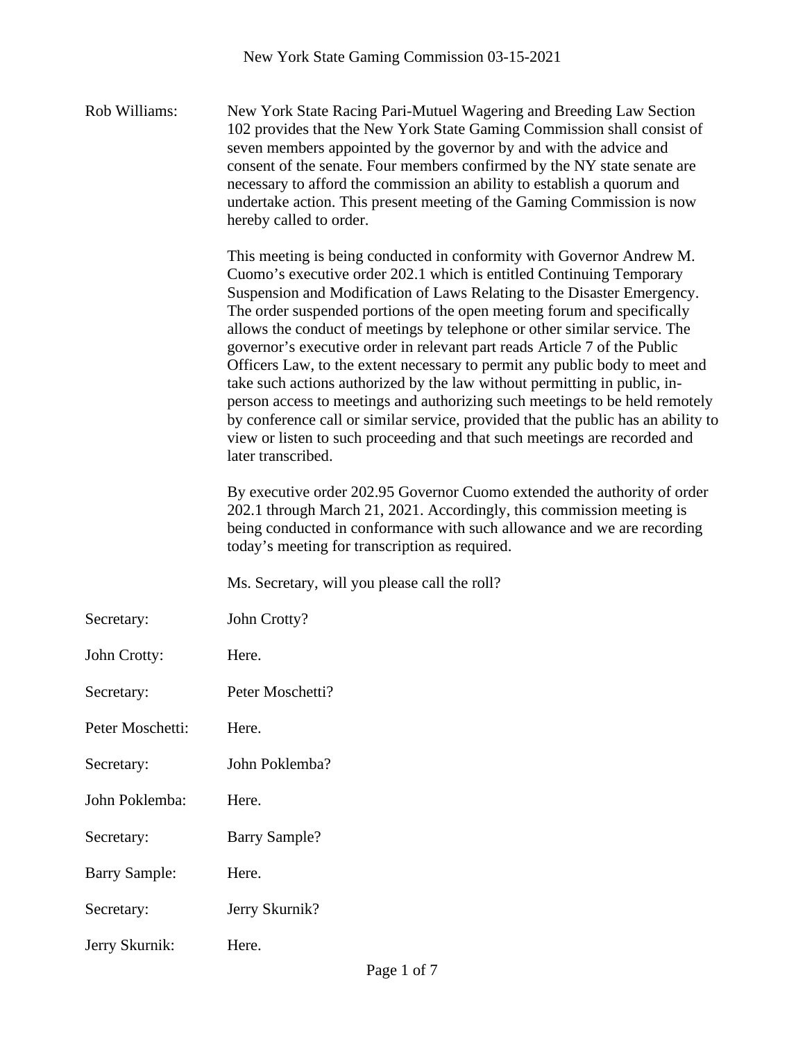Rob Williams: New York State Racing Pari-Mutuel Wagering and Breeding Law Section 102 provides that the New York State Gaming Commission shall consist of seven members appointed by the governor by and with the advice and consent of the senate. Four members confirmed by the NY state senate are necessary to afford the commission an ability to establish a quorum and undertake action. This present meeting of the Gaming Commission is now hereby called to order.

This meeting is being conducted in conformity with Governor Andrew M. Cuomo's executive order 202.1 which is entitled Continuing Temporary Suspension and Modification of Laws Relating to the Disaster Emergency. The order suspended portions of the open meeting forum and specifically allows the conduct of meetings by telephone or other similar service. The governor's executive order in relevant part reads Article 7 of the Public Officers Law, to the extent necessary to permit any public body to meet and take such actions authorized by the law without permitting in public, in-person access to meetings and authorizing such meetings to be held remotely by conference call or similar service, provided that the public has an ability to view or listen to such proceeding and that such meetings are recorded and later transcribed.

By executive order 202.95 Governor Cuomo extended the authority of order 202.1 through March 21, 2021. Accordingly, this commission meeting is being conducted in conformance with such allowance and we are recording today's meeting for transcription as required.

Ms. Secretary, will you please call the roll?

Secretary: John Crotty?

John Crotty: Here.

Secretary: Peter Moschetti?

Peter Moschetti: Here.

Secretary: John Poklemba?

John Poklemba: Here.

Secretary: Barry Sample?

Barry Sample: Here.

Secretary: Jerry Skurnik?

Jerry Skurnik: Here.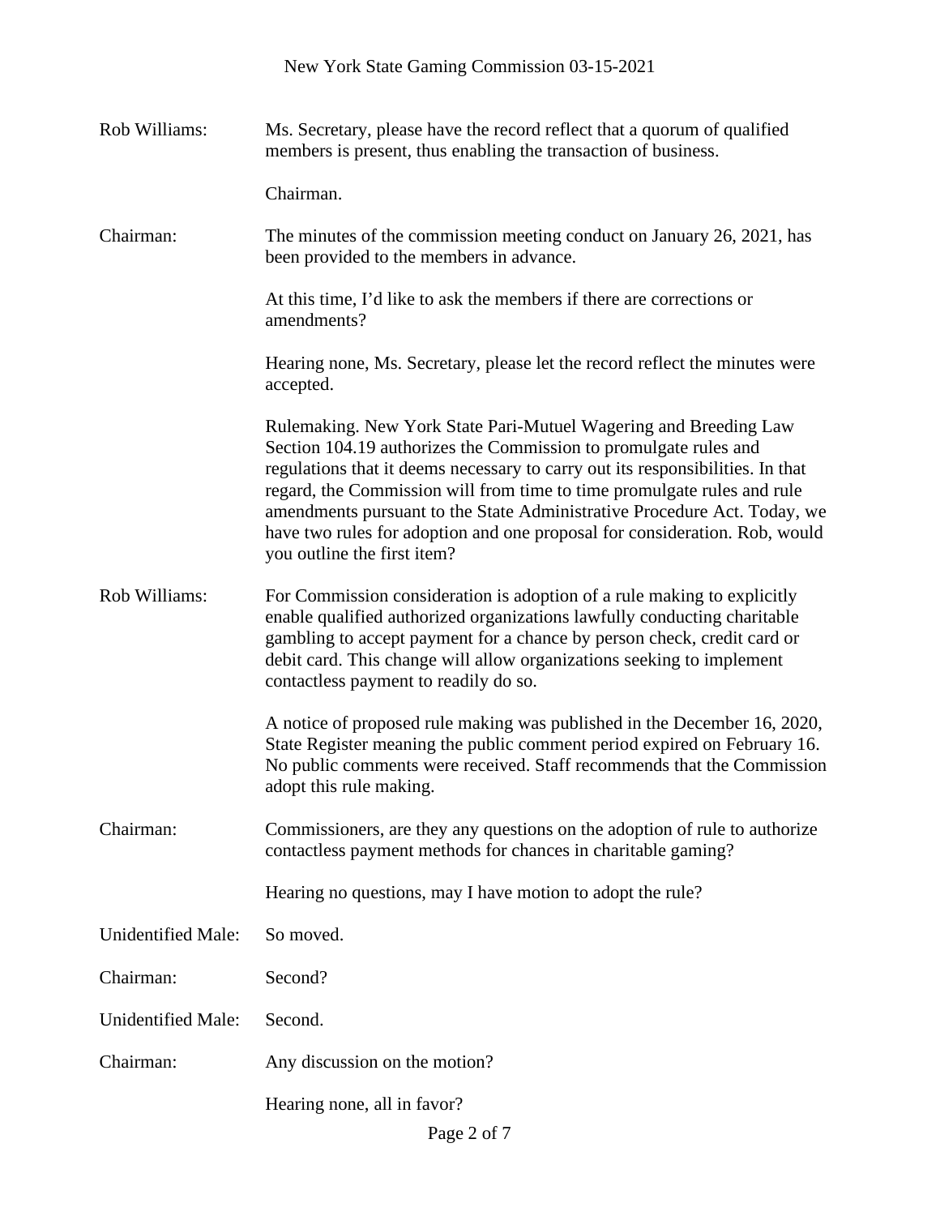**Rob Williams:** Ms. Secretary, please have the record reflect that a quorum of qualified members is present, thus enabling the transaction of business.

Chairman.

**Chairman:** The minutes of the commission meeting conduct on January 26, 2021, has been provided to the members in advance.

At this time, I'd like to ask the members if there are corrections or amendments?

Hearing none, Ms. Secretary, please let the record reflect the minutes were accepted.

Rulemaking. New York State Pari-Mutuel Wagering and Breeding Law Section 104.19 authorizes the Commission to promulgate rules and regulations that it deems necessary to carry out its responsibilities. In that regard, the Commission will from time to time promulgate rules and rule amendments pursuant to the State Administrative Procedure Act. Today, we have two rules for adoption and one proposal for consideration. Rob, would you outline the first item?

**Rob Williams:** For Commission consideration is adoption of a rule making to explicitly enable qualified authorized organizations lawfully conducting charitable gambling to accept payment for a chance by person check, credit card or debit card. This change will allow organizations seeking to implement contactless payment to readily do so.

A notice of proposed rule making was published in the December 16, 2020, State Register meaning the public comment period expired on February 16. No public comments were received. Staff recommends that the Commission adopt this rule making.

**Chairman:** Commissioners, are they any questions on the adoption of rule to authorize contactless payment methods for chances in charitable gaming?

Hearing no questions, may I have motion to adopt the rule?

**Unidentified Male:** So moved.

**Chairman:** Second?

**Unidentified Male:** Second.

**Chairman:** Any discussion on the motion?

Hearing none, all in favor?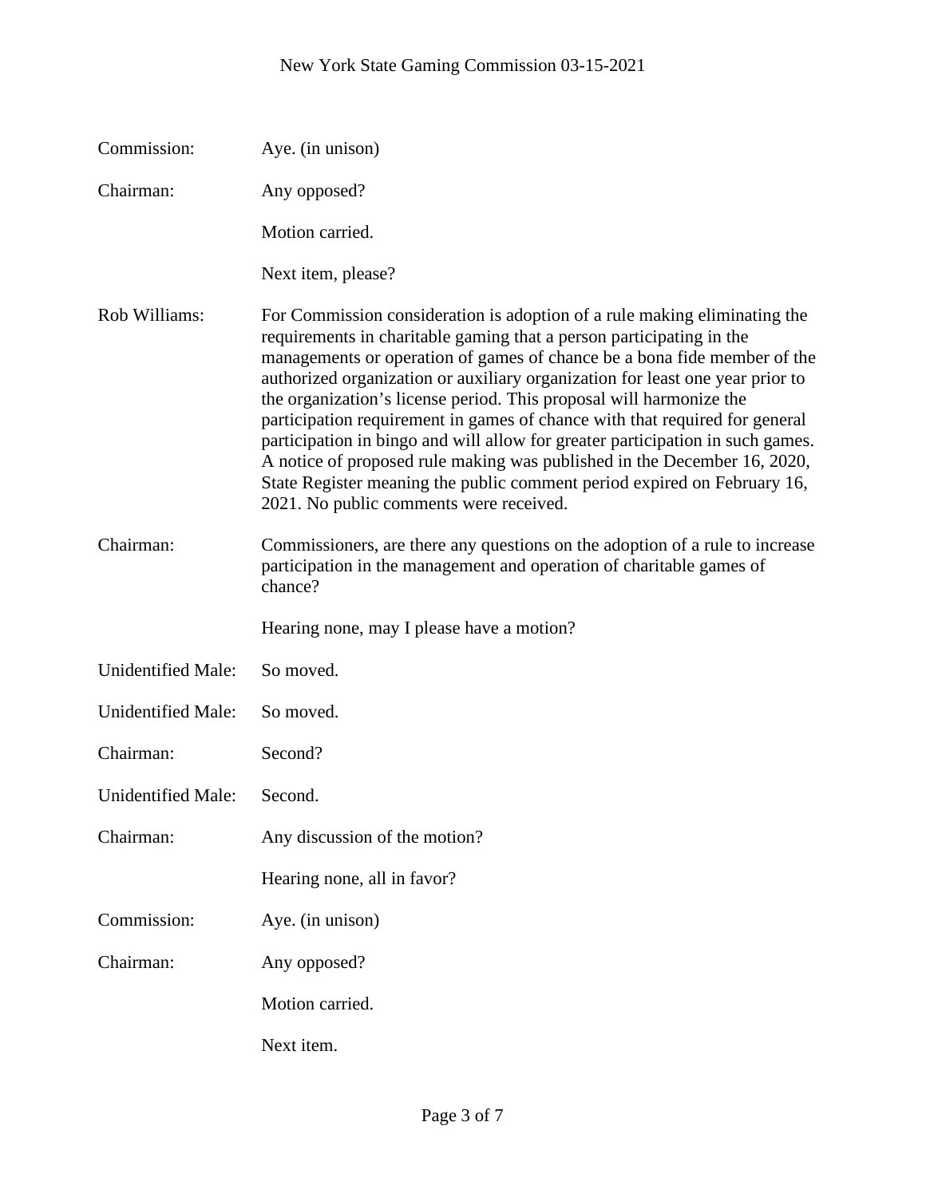Commission: Aye. (in unison)

Chairman: Any opposed?

Motion carried.

Next item, please?

Rob Williams: For Commission consideration is adoption of a rule making eliminating the requirements in charitable gaming that a person participating in the managements or operation of games of chance be a bona fide member of the authorized organization or auxiliary organization for least one year prior to the organization's license period. This proposal will harmonize the participation requirement in games of chance with that required for general participation in bingo and will allow for greater participation in such games. A notice of proposed rule making was published in the December 16, 2020, State Register meaning the public comment period expired on February 16, 2021. No public comments were received.

Chairman: Commissioners, are there any questions on the adoption of a rule to increase participation in the management and operation of charitable games of chance?

Hearing none, may I please have a motion?

Unidentified Male: So moved.

Unidentified Male: So moved.

Chairman: Second?

Unidentified Male: Second.

Chairman: Any discussion of the motion?

Hearing none, all in favor?

Commission: Aye. (in unison)

Chairman: Any opposed?

Motion carried.

Next item.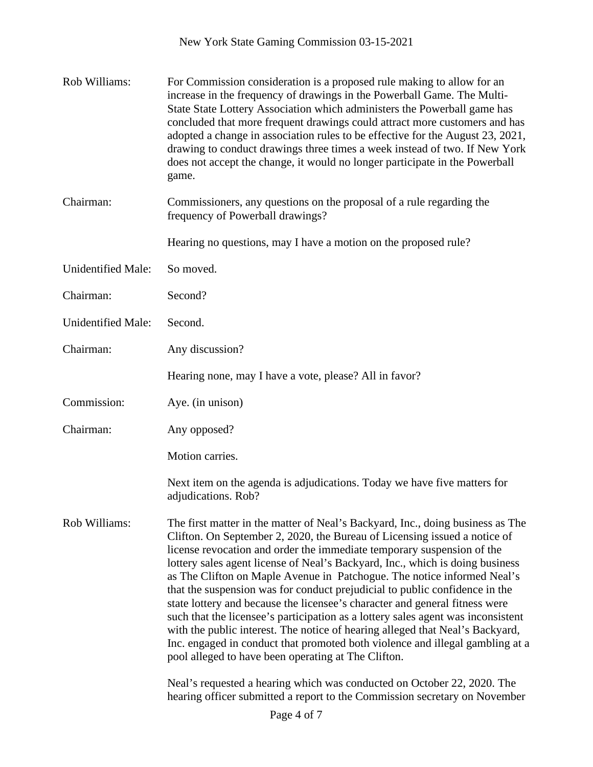Rob Williams: For Commission consideration is a proposed rule making to allow for an increase in the frequency of drawings in the Powerball Game. The Multi-State State Lottery Association which administers the Powerball game has concluded that more frequent drawings could attract more customers and has adopted a change in association rules to be effective for the August 23, 2021, drawing to conduct drawings three times a week instead of two. If New York does not accept the change, it would no longer participate in the Powerball game.

Chairman: Commissioners, any questions on the proposal of a rule regarding the frequency of Powerball drawings?

Hearing no questions, may I have a motion on the proposed rule?

Unidentified Male: So moved.

Chairman: Second?

Unidentified Male: Second.

Chairman: Any discussion?

Hearing none, may I have a vote, please? All in favor?

Commission: Aye. (in unison)

Chairman: Any opposed?

Motion carries.

Next item on the agenda is adjudications. Today we have five matters for adjudications. Rob?

Rob Williams: The first matter in the matter of Neal's Backyard, Inc., doing business as The Clifton. On September 2, 2020, the Bureau of Licensing issued a notice of license revocation and order the immediate temporary suspension of the lottery sales agent license of Neal's Backyard, Inc., which is doing business as The Clifton on Maple Avenue in Patchogue. The notice informed Neal's that the suspension was for conduct prejudicial to public confidence in the state lottery and because the licensee's character and general fitness were such that the licensee's participation as a lottery sales agent was inconsistent with the public interest. The notice of hearing alleged that Neal's Backyard, Inc. engaged in conduct that promoted both violence and illegal gambling at a pool alleged to have been operating at The Clifton.

Neal's requested a hearing which was conducted on October 22, 2020. The hearing officer submitted a report to the Commission secretary on November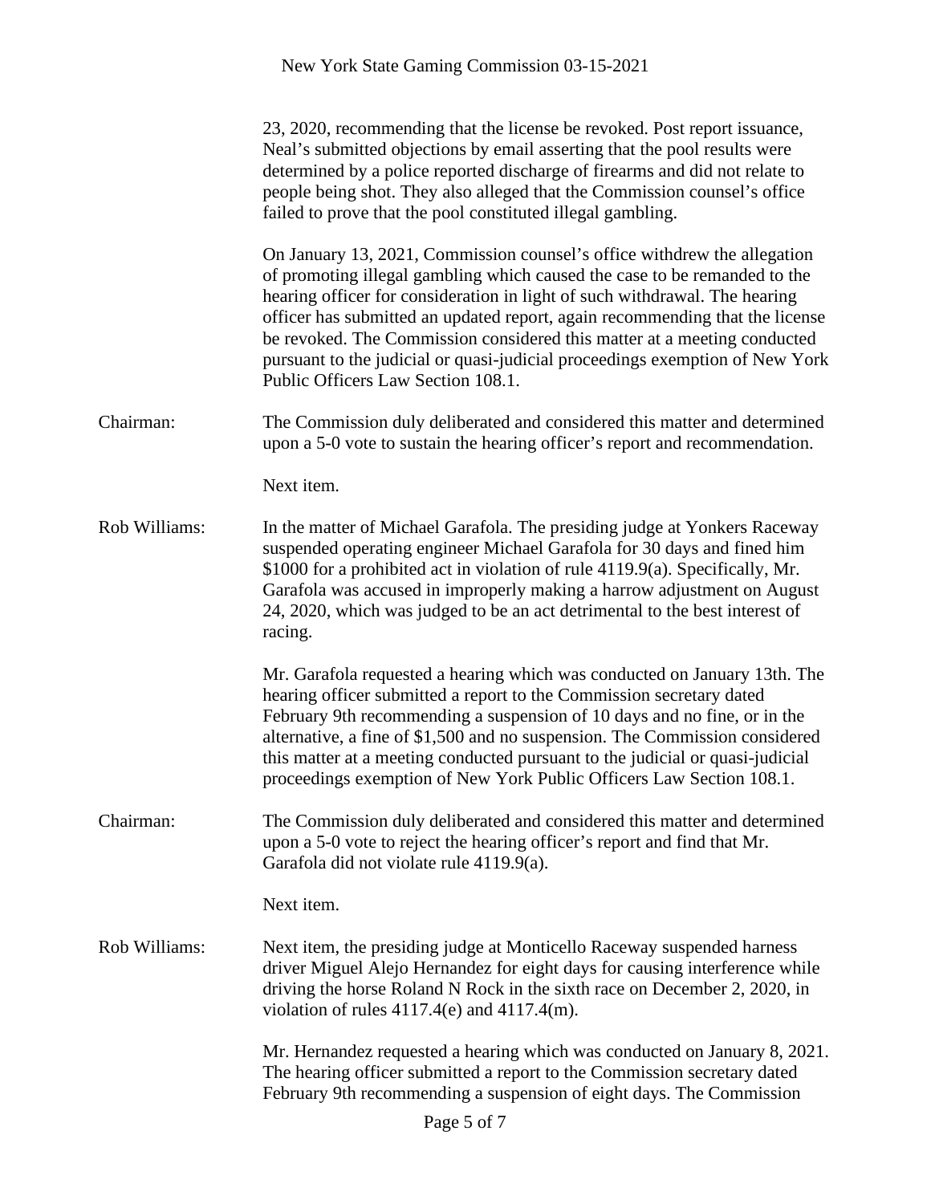23, 2020, recommending that the license be revoked. Post report issuance, Neal's submitted objections by email asserting that the pool results were determined by a police reported discharge of firearms and did not relate to people being shot. They also alleged that the Commission counsel's office failed to prove that the pool constituted illegal gambling.

On January 13, 2021, Commission counsel's office withdrew the allegation of promoting illegal gambling which caused the case to be remanded to the hearing officer for consideration in light of such withdrawal. The hearing officer has submitted an updated report, again recommending that the license be revoked. The Commission considered this matter at a meeting conducted pursuant to the judicial or quasi-judicial proceedings exemption of New York Public Officers Law Section 108.1.

Chairman: The Commission duly deliberated and considered this matter and determined upon a 5-0 vote to sustain the hearing officer's report and recommendation.

Next item.

Rob Williams: In the matter of Michael Garafola. The presiding judge at Yonkers Raceway suspended operating engineer Michael Garafola for 30 days and fined him $1000 for a prohibited act in violation of rule 4119.9(a). Specifically, Mr. Garafola was accused in improperly making a harrow adjustment on August 24, 2020, which was judged to be an act detrimental to the best interest of racing.

Mr. Garafola requested a hearing which was conducted on January 13th. The hearing officer submitted a report to the Commission secretary dated February 9th recommending a suspension of 10 days and no fine, or in the alternative, a fine of $1,500 and no suspension. The Commission considered this matter at a meeting conducted pursuant to the judicial or quasi-judicial proceedings exemption of New York Public Officers Law Section 108.1.

Chairman: The Commission duly deliberated and considered this matter and determined upon a 5-0 vote to reject the hearing officer's report and find that Mr. Garafola did not violate rule 4119.9(a).

Next item.

Rob Williams: Next item, the presiding judge at Monticello Raceway suspended harness driver Miguel Alejo Hernandez for eight days for causing interference while driving the horse Roland N Rock in the sixth race on December 2, 2020, in violation of rules 4117.4(e) and 4117.4(m).

Mr. Hernandez requested a hearing which was conducted on January 8, 2021. The hearing officer submitted a report to the Commission secretary dated February 9th recommending a suspension of eight days. The Commission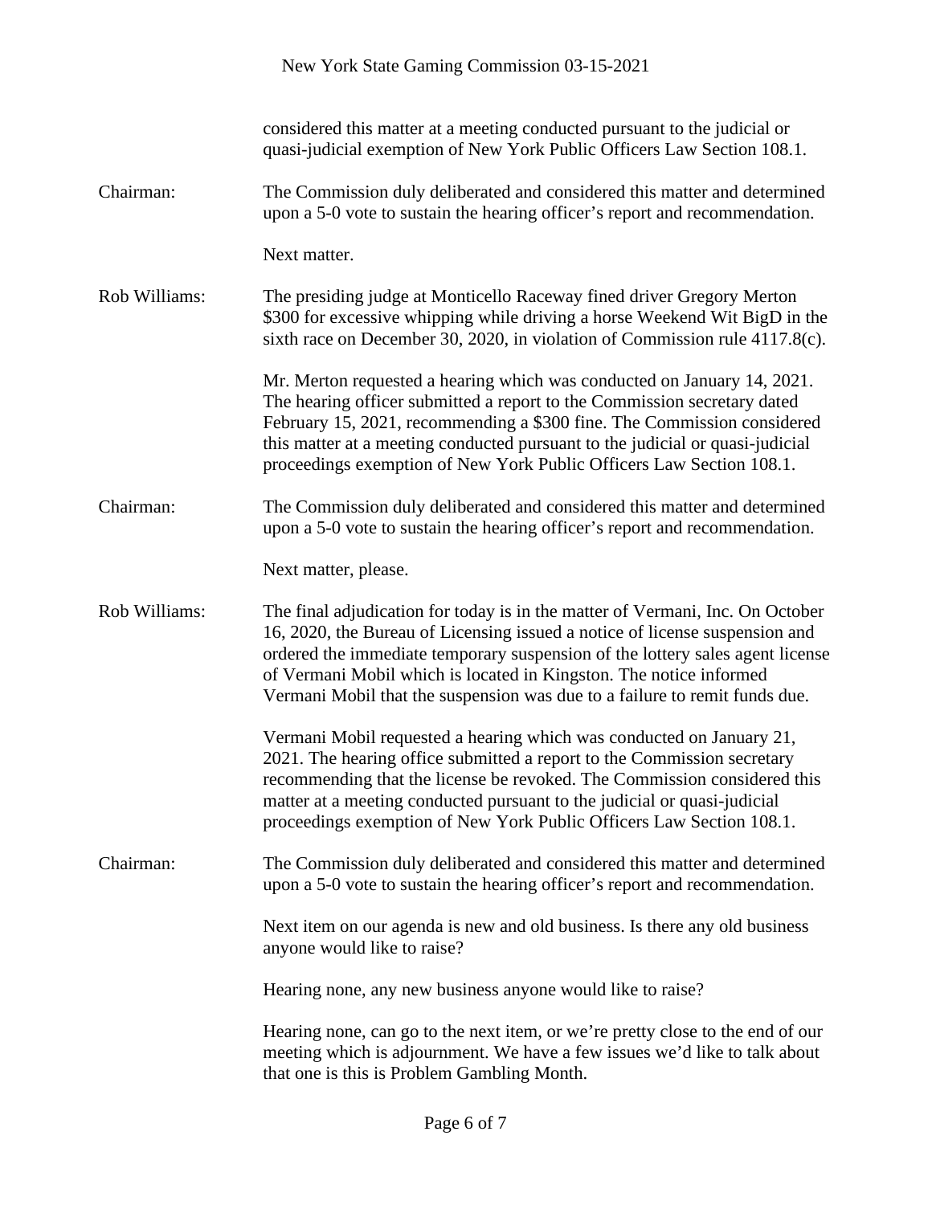considered this matter at a meeting conducted pursuant to the judicial or quasi-judicial exemption of New York Public Officers Law Section 108.1.

**Chairman:** The Commission duly deliberated and considered this matter and determined upon a 5-0 vote to sustain the hearing officer's report and recommendation.

Next matter.

**Rob Williams:** The presiding judge at Monticello Raceway fined driver Gregory Merton $300 for excessive whipping while driving a horse Weekend Wit BigD in the sixth race on December 30, 2020, in violation of Commission rule 4117.8(c).

Mr. Merton requested a hearing which was conducted on January 14, 2021. The hearing officer submitted a report to the Commission secretary dated February 15, 2021, recommending a $300 fine. The Commission considered this matter at a meeting conducted pursuant to the judicial or quasi-judicial proceedings exemption of New York Public Officers Law Section 108.1.

**Chairman:** The Commission duly deliberated and considered this matter and determined upon a 5-0 vote to sustain the hearing officer's report and recommendation.

Next matter, please.

**Rob Williams:** The final adjudication for today is in the matter of Vermani, Inc. On October 16, 2020, the Bureau of Licensing issued a notice of license suspension and ordered the immediate temporary suspension of the lottery sales agent license of Vermani Mobil which is located in Kingston. The notice informed Vermani Mobil that the suspension was due to a failure to remit funds due.

Vermani Mobil requested a hearing which was conducted on January 21, 2021. The hearing office submitted a report to the Commission secretary recommending that the license be revoked. The Commission considered this matter at a meeting conducted pursuant to the judicial or quasi-judicial proceedings exemption of New York Public Officers Law Section 108.1.

**Chairman:** The Commission duly deliberated and considered this matter and determined upon a 5-0 vote to sustain the hearing officer's report and recommendation.

Next item on our agenda is new and old business. Is there any old business anyone would like to raise?

Hearing none, any new business anyone would like to raise?

Hearing none, can go to the next item, or we're pretty close to the end of our meeting which is adjournment. We have a few issues we'd like to talk about that one is this is Problem Gambling Month.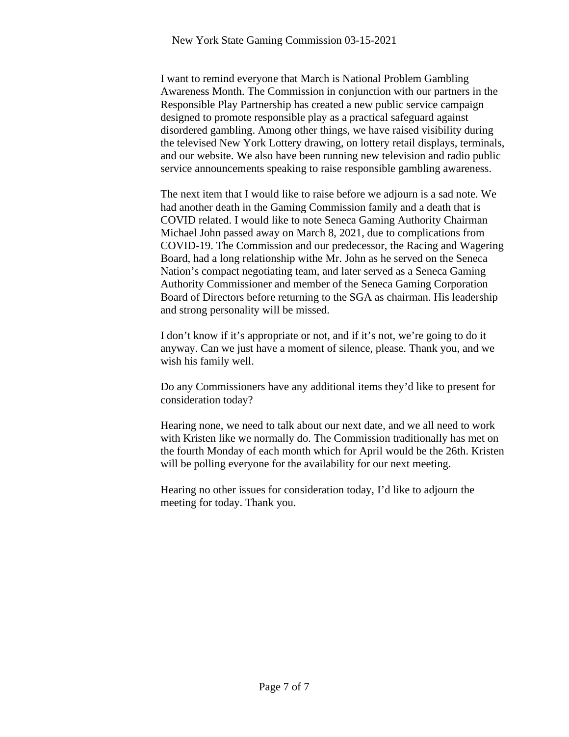I want to remind everyone that March is National Problem Gambling Awareness Month. The Commission in conjunction with our partners in the Responsible Play Partnership has created a new public service campaign designed to promote responsible play as a practical safeguard against disordered gambling. Among other things, we have raised visibility during the televised New York Lottery drawing, on lottery retail displays, terminals, and our website. We also have been running new television and radio public service announcements speaking to raise responsible gambling awareness.

The next item that I would like to raise before we adjourn is a sad note. We had another death in the Gaming Commission family and a death that is COVID related. I would like to note Seneca Gaming Authority Chairman Michael John passed away on March 8, 2021, due to complications from COVID-19. The Commission and our predecessor, the Racing and Wagering Board, had a long relationship withe Mr. John as he served on the Seneca Nation's compact negotiating team, and later served as a Seneca Gaming Authority Commissioner and member of the Seneca Gaming Corporation Board of Directors before returning to the SGA as chairman. His leadership and strong personality will be missed.

I don't know if it's appropriate or not, and if it's not, we're going to do it anyway. Can we just have a moment of silence, please. Thank you, and we wish his family well.

Do any Commissioners have any additional items they'd like to present for consideration today?

Hearing none, we need to talk about our next date, and we all need to work with Kristen like we normally do. The Commission traditionally has met on the fourth Monday of each month which for April would be the 26th. Kristen will be polling everyone for the availability for our next meeting.

Hearing no other issues for consideration today, I'd like to adjourn the meeting for today. Thank you.